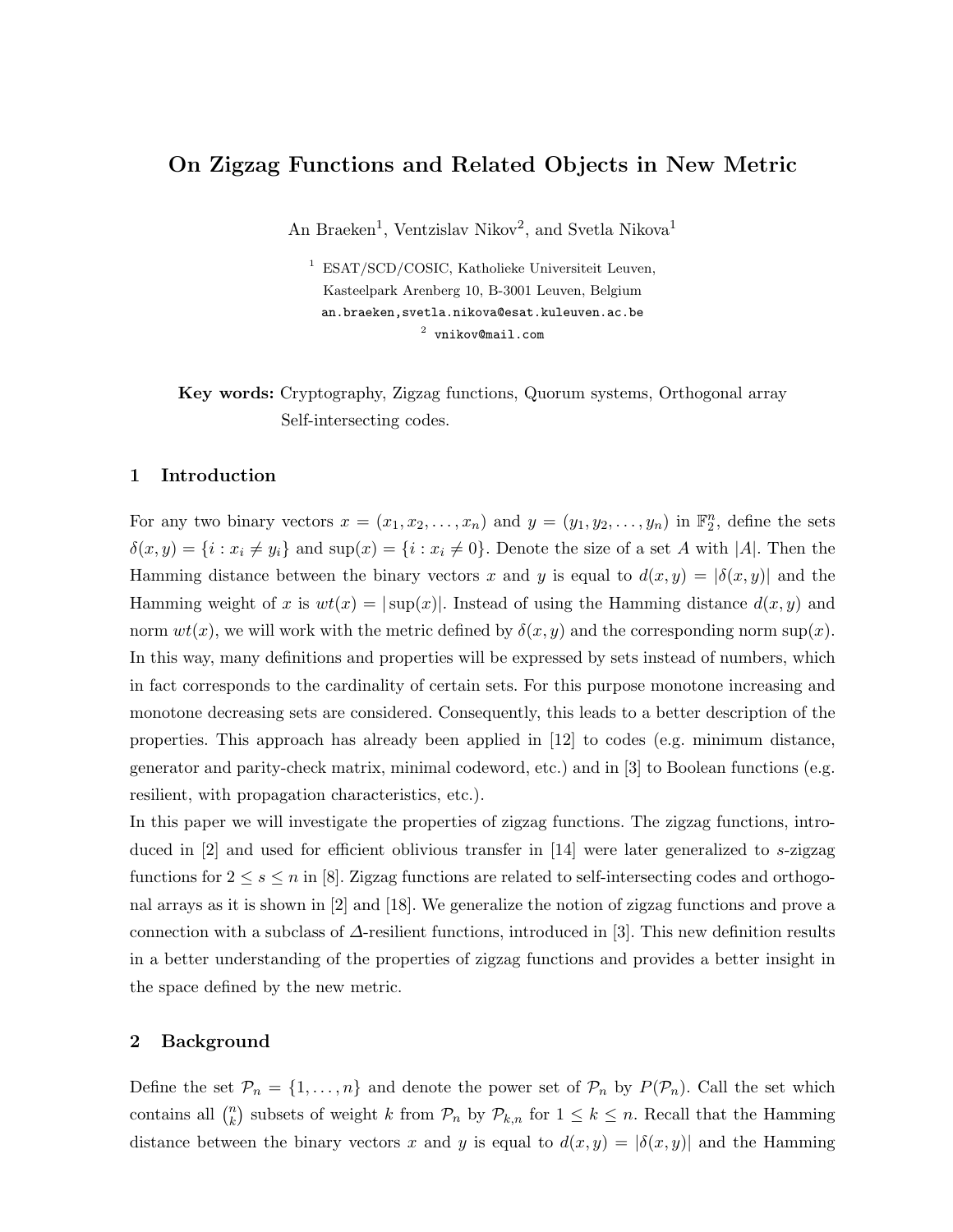# On Zigzag Functions and Related Objects in New Metric

An Braeken[1], Ventzislav Nikov[2], and Svetla Nikova[1]

[1] ESAT/SCD/COSIC, Katholieke Universiteit Leuven,
Kasteelpark Arenberg 10, B-3001 Leuven, Belgium
an.braeken,svetla.nikova@esat.kuleuven.ac.be

[2] vnikov@mail.com

**Key words:** Cryptography, Zigzag functions, Quorum systems, Orthogonal array Self-intersecting codes.

## 1 Introduction

For any two binary vectors $x = (x_1, x_2, \ldots, x_n)$ and $y = (y_1, y_2, \ldots, y_n)$ in $\mathbb{F}_2^n$, define the sets $\delta(x, y) = \{i : x_i \neq y_i\}$ and $\sup(x) = \{i : x_i \neq 0\}$. Denote the size of a set $A$ with $|A|$. Then the Hamming distance between the binary vectors $x$ and $y$ is equal to $d(x, y) = |\delta(x, y)|$ and the Hamming weight of $x$ is $wt(x) = |\sup(x)|$. Instead of using the Hamming distance $d(x, y)$ and norm $wt(x)$, we will work with the metric defined by $\delta(x, y)$ and the corresponding norm $\sup(x)$. In this way, many definitions and properties will be expressed by sets instead of numbers, which in fact corresponds to the cardinality of certain sets. For this purpose monotone increasing and monotone decreasing sets are considered. Consequently, this leads to a better description of the properties. This approach has already been applied in [12] to codes (e.g. minimum distance, generator and parity-check matrix, minimal codeword, etc.) and in [3] to Boolean functions (e.g. resilient, with propagation characteristics, etc.).

In this paper we will investigate the properties of zigzag functions. The zigzag functions, introduced in [2] and used for efficient oblivious transfer in [14] were later generalized to $s$-zigzag functions for $2 \leq s \leq n$ in [8]. Zigzag functions are related to self-intersecting codes and orthogonal arrays as it is shown in [2] and [18]. We generalize the notion of zigzag functions and prove a connection with a subclass of $\Delta$-resilient functions, introduced in [3]. This new definition results in a better understanding of the properties of zigzag functions and provides a better insight in the space defined by the new metric.

## 2 Background

Define the set $\mathcal{P}_n = \{1, \ldots, n\}$ and denote the power set of $\mathcal{P}_n$ by $P(\mathcal{P}_n)$. Call the set which contains all $\binom{n}{k}$ subsets of weight $k$ from $\mathcal{P}_n$ by $\mathcal{P}_{k,n}$ for $1 \leq k \leq n$. Recall that the Hamming distance between the binary vectors $x$ and $y$ is equal to $d(x, y) = |\delta(x, y)|$ and the Hamming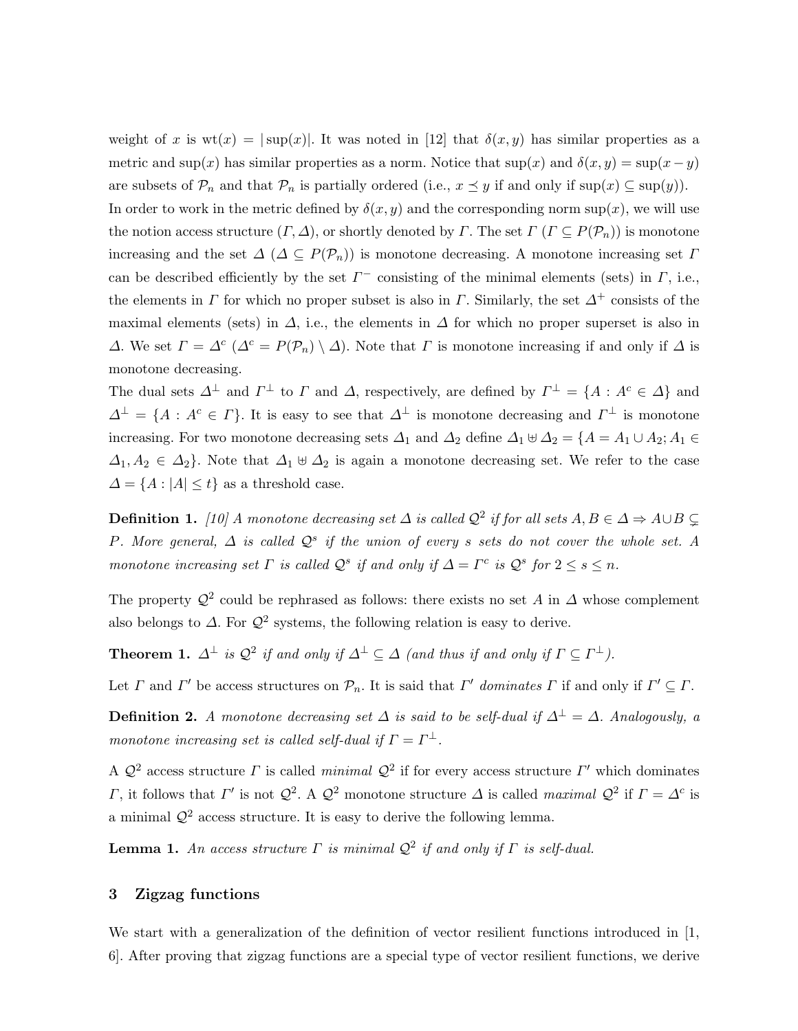weight of $x$ is $\mathrm{wt}(x) = |\sup(x)|$. It was noted in [12] that $\delta(x, y)$ has similar properties as a metric and $\sup(x)$ has similar properties as a norm. Notice that $\sup(x)$ and $\delta(x, y) = \sup(x - y)$ are subsets of $\mathcal{P}_n$ and that $\mathcal{P}_n$ is partially ordered (i.e., $x \preceq y$ if and only if $\sup(x) \subseteq \sup(y)$). In order to work in the metric defined by $\delta(x, y)$ and the corresponding norm $\sup(x)$, we will use the notion access structure $(\Gamma, \Delta)$, or shortly denoted by $\Gamma$. The set $\Gamma$ ($\Gamma \subseteq P(\mathcal{P}_n)$) is monotone increasing and the set $\Delta$ ($\Delta \subseteq P(\mathcal{P}_n)$) is monotone decreasing. A monotone increasing set $\Gamma$ can be described efficiently by the set $\Gamma^-$ consisting of the minimal elements (sets) in $\Gamma$, i.e., the elements in $\Gamma$ for which no proper subset is also in $\Gamma$. Similarly, the set $\Delta^+$ consists of the maximal elements (sets) in $\Delta$, i.e., the elements in $\Delta$ for which no proper superset is also in $\Delta$. We set $\Gamma = \Delta^c$ ($\Delta^c = P(\mathcal{P}_n) \setminus \Delta$). Note that $\Gamma$ is monotone increasing if and only if $\Delta$ is monotone decreasing.

The dual sets $\Delta^\perp$ and $\Gamma^\perp$ to $\Gamma$ and $\Delta$, respectively, are defined by $\Gamma^\perp = \{A : A^c \in \Delta\}$ and $\Delta^\perp = \{A : A^c \in \Gamma\}$. It is easy to see that $\Delta^\perp$ is monotone decreasing and $\Gamma^\perp$ is monotone increasing. For two monotone decreasing sets $\Delta_1$ and $\Delta_2$ define $\Delta_1 \uplus \Delta_2 = \{A = A_1 \cup A_2; A_1 \in \Delta_1, A_2 \in \Delta_2\}$. Note that $\Delta_1 \uplus \Delta_2$ is again a monotone decreasing set. We refer to the case $\Delta = \{A : |A| \leq t\}$ as a threshold case.

**Definition 1.** *[10] A monotone decreasing set $\Delta$ is called $\mathcal{Q}^2$ if for all sets $A, B \in \Delta \Rightarrow A \cup B \subsetneq P$. More general, $\Delta$ is called $\mathcal{Q}^s$ if the union of every $s$ sets do not cover the whole set. A monotone increasing set $\Gamma$ is called $\mathcal{Q}^s$ if and only if $\Delta = \Gamma^c$ is $\mathcal{Q}^s$ for $2 \leq s \leq n$.*

The property $\mathcal{Q}^2$ could be rephrased as follows: there exists no set $A$ in $\Delta$ whose complement also belongs to $\Delta$. For $\mathcal{Q}^2$ systems, the following relation is easy to derive.

**Theorem 1.** *$\Delta^\perp$ is $\mathcal{Q}^2$ if and only if $\Delta^\perp \subseteq \Delta$ (and thus if and only if $\Gamma \subseteq \Gamma^\perp$).*

Let $\Gamma$ and $\Gamma'$ be access structures on $\mathcal{P}_n$. It is said that $\Gamma'$ *dominates* $\Gamma$ if and only if $\Gamma' \subseteq \Gamma$.

**Definition 2.** *A monotone decreasing set $\Delta$ is said to be self-dual if $\Delta^\perp = \Delta$. Analogously, a monotone increasing set is called self-dual if $\Gamma = \Gamma^\perp$.*

A $\mathcal{Q}^2$ access structure $\Gamma$ is called *minimal* $\mathcal{Q}^2$ if for every access structure $\Gamma'$ which dominates $\Gamma$, it follows that $\Gamma'$ is not $\mathcal{Q}^2$. A $\mathcal{Q}^2$ monotone structure $\Delta$ is called *maximal* $\mathcal{Q}^2$ if $\Gamma = \Delta^c$ is a minimal $\mathcal{Q}^2$ access structure. It is easy to derive the following lemma.

**Lemma 1.** *An access structure $\Gamma$ is minimal $\mathcal{Q}^2$ if and only if $\Gamma$ is self-dual.*

## 3 Zigzag functions

We start with a generalization of the definition of vector resilient functions introduced in [1, 6]. After proving that zigzag functions are a special type of vector resilient functions, we derive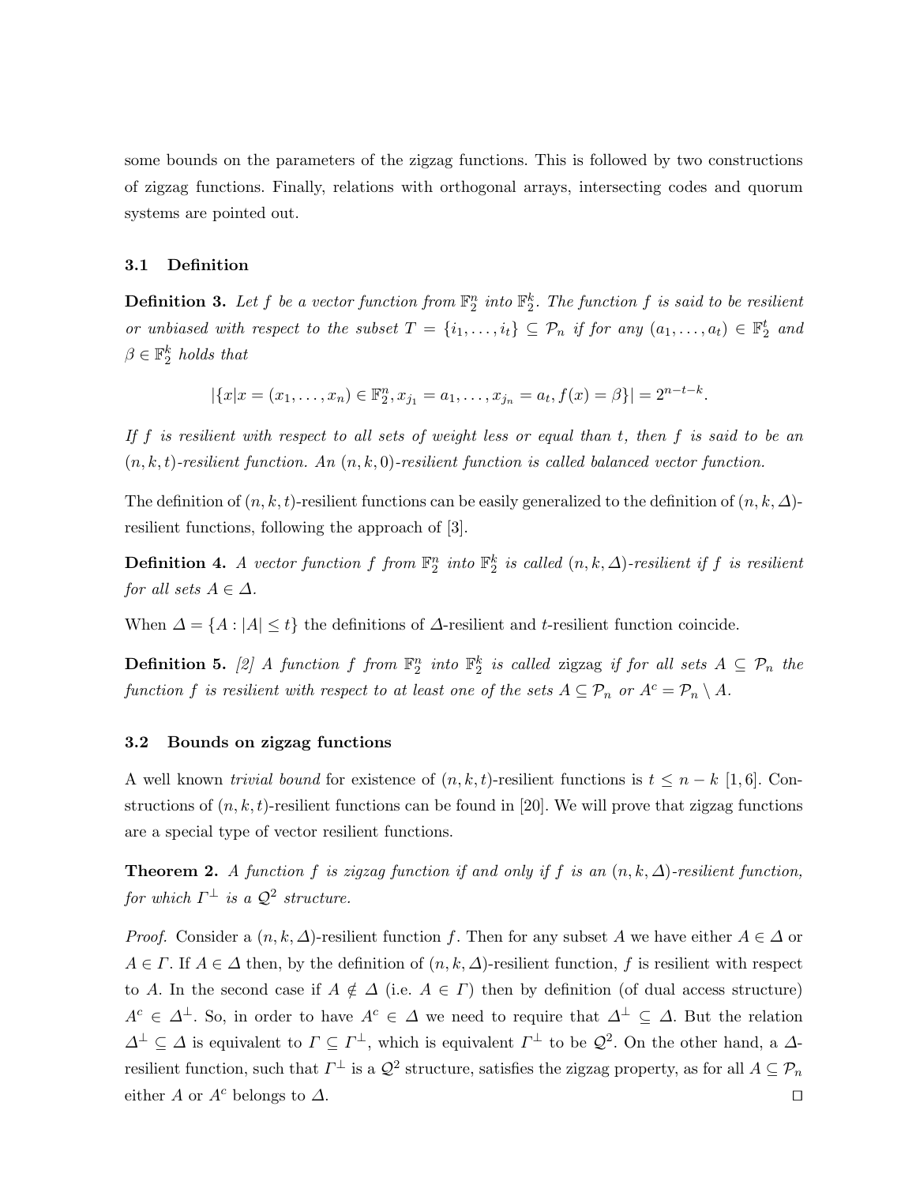some bounds on the parameters of the zigzag functions. This is followed by two constructions of zigzag functions. Finally, relations with orthogonal arrays, intersecting codes and quorum systems are pointed out.

### 3.1 Definition

**Definition 3.** *Let $f$ be a vector function from $\mathbb{F}_2^n$ into $\mathbb{F}_2^k$. The function $f$ is said to be resilient or unbiased with respect to the subset $T = \{i_1, \ldots, i_t\} \subseteq \mathcal{P}_n$ if for any $(a_1, \ldots, a_t) \in \mathbb{F}_2^t$ and $\beta \in \mathbb{F}_2^k$ holds that*

$$|\{x | x = (x_1, \ldots, x_n) \in \mathbb{F}_2^n, x_{j_1} = a_1, \ldots, x_{j_n} = a_t, f(x) = \beta\}| = 2^{n-t-k}.$$

*If $f$ is resilient with respect to all sets of weight less or equal than $t$, then $f$ is said to be an $(n,k,t)$-resilient function. An $(n,k,0)$-resilient function is called balanced vector function.*

The definition of $(n,k,t)$-resilient functions can be easily generalized to the definition of $(n,k,\Delta)$-resilient functions, following the approach of [3].

**Definition 4.** *A vector function $f$ from $\mathbb{F}_2^n$ into $\mathbb{F}_2^k$ is called $(n,k,\Delta)$-resilient if $f$ is resilient for all sets $A \in \Delta$.*

When $\Delta = \{A : |A| \leq t\}$ the definitions of $\Delta$-resilient and $t$-resilient function coincide.

**Definition 5.** *[2] A function $f$ from $\mathbb{F}_2^n$ into $\mathbb{F}_2^k$ is called* zigzag *if for all sets $A \subseteq \mathcal{P}_n$ the function $f$ is resilient with respect to at least one of the sets $A \subseteq \mathcal{P}_n$ or $A^c = \mathcal{P}_n \setminus A$.*

### 3.2 Bounds on zigzag functions

A well known *trivial bound* for existence of $(n,k,t)$-resilient functions is $t \leq n-k$ [1,6]. Constructions of $(n,k,t)$-resilient functions can be found in [20]. We will prove that zigzag functions are a special type of vector resilient functions.

**Theorem 2.** *A function $f$ is zigzag function if and only if $f$ is an $(n,k,\Delta)$-resilient function, for which $\Gamma^\perp$ is a $\mathcal{Q}^2$ structure.*

*Proof.* Consider a $(n,k,\Delta)$-resilient function $f$. Then for any subset $A$ we have either $A \in \Delta$ or $A \in \Gamma$. If $A \in \Delta$ then, by the definition of $(n,k,\Delta)$-resilient function, $f$ is resilient with respect to $A$. In the second case if $A \notin \Delta$ (i.e. $A \in \Gamma$) then by definition (of dual access structure) $A^c \in \Delta^\perp$. So, in order to have $A^c \in \Delta$ we need to require that $\Delta^\perp \subseteq \Delta$. But the relation $\Delta^\perp \subseteq \Delta$ is equivalent to $\Gamma \subseteq \Gamma^\perp$, which is equivalent $\Gamma^\perp$ to be $\mathcal{Q}^2$. On the other hand, a $\Delta$-resilient function, such that $\Gamma^\perp$ is a $\mathcal{Q}^2$ structure, satisfies the zigzag property, as for all $A \subseteq \mathcal{P}_n$ either $A$ or $A^c$ belongs to $\Delta$. □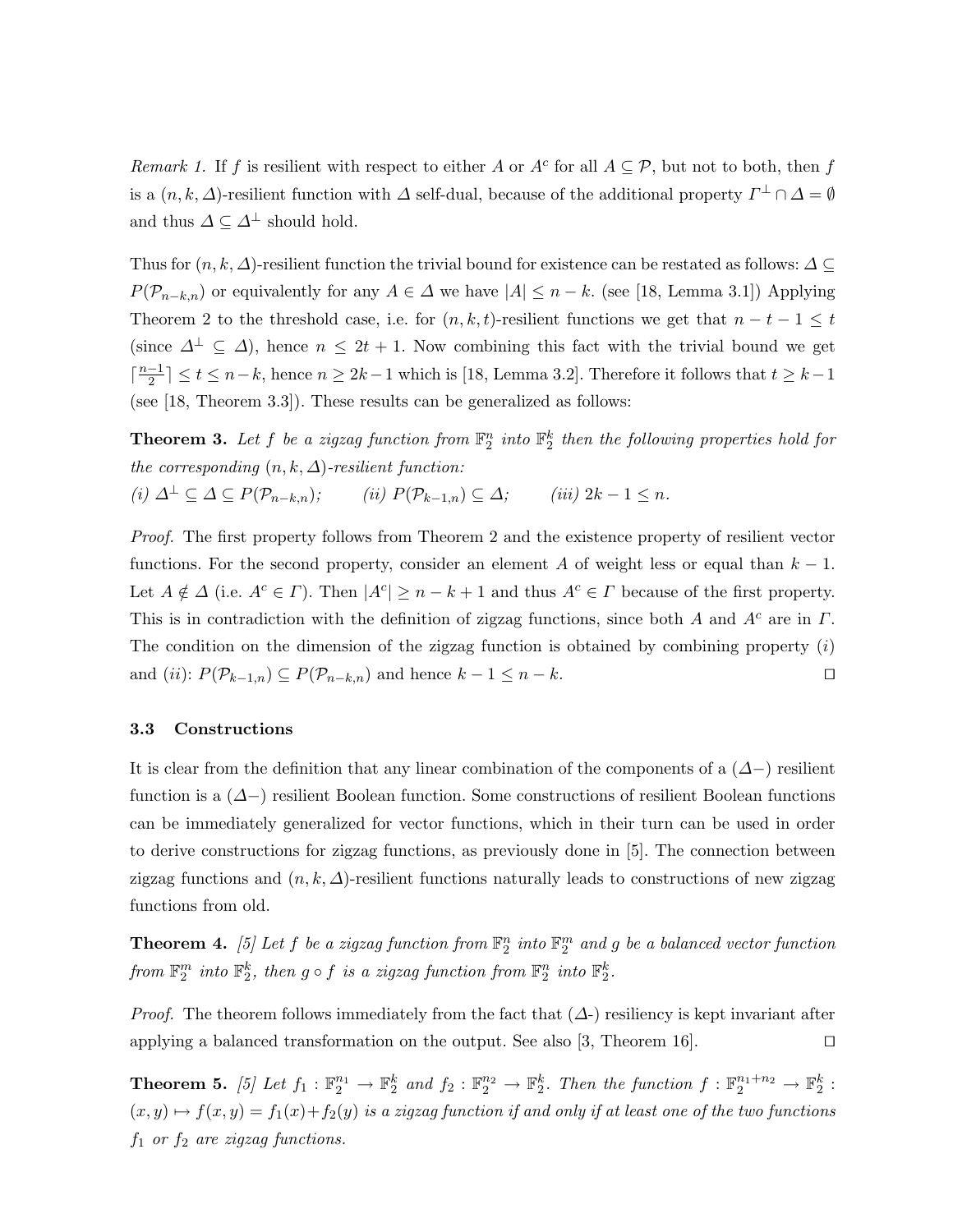*Remark 1.* If $f$ is resilient with respect to either $A$ or $A^c$ for all $A \subseteq \mathcal{P}$, but not to both, then $f$ is a $(n, k, \Delta)$-resilient function with $\Delta$ self-dual, because of the additional property $\Gamma^\perp \cap \Delta = \emptyset$ and thus $\Delta \subseteq \Delta^\perp$ should hold.

Thus for $(n, k, \Delta)$-resilient function the trivial bound for existence can be restated as follows: $\Delta \subseteq P(\mathcal{P}_{n-k,n})$ or equivalently for any $A \in \Delta$ we have $|A| \leq n - k$. (see [18, Lemma 3.1]) Applying Theorem 2 to the threshold case, i.e. for $(n, k, t)$-resilient functions we get that $n - t - 1 \leq t$ (since $\Delta^\perp \subseteq \Delta$), hence $n \leq 2t + 1$. Now combining this fact with the trivial bound we get $\lceil \frac{n-1}{2} \rceil \leq t \leq n - k$, hence $n \geq 2k - 1$ which is [18, Lemma 3.2]. Therefore it follows that $t \geq k - 1$ (see [18, Theorem 3.3]). These results can be generalized as follows:

**Theorem 3.** *Let $f$ be a zigzag function from $\mathbb{F}_2^n$ into $\mathbb{F}_2^k$ then the following properties hold for the corresponding $(n, k, \Delta)$-resilient function:*
*(i) $\Delta^\perp \subseteq \Delta \subseteq P(\mathcal{P}_{n-k,n})$; (ii) $P(\mathcal{P}_{k-1,n}) \subseteq \Delta$; (iii) $2k - 1 \leq n$.*

*Proof.* The first property follows from Theorem 2 and the existence property of resilient vector functions. For the second property, consider an element $A$ of weight less or equal than $k - 1$. Let $A \notin \Delta$ (i.e. $A^c \in \Gamma$). Then $|A^c| \geq n - k + 1$ and thus $A^c \in \Gamma$ because of the first property. This is in contradiction with the definition of zigzag functions, since both $A$ and $A^c$ are in $\Gamma$. The condition on the dimension of the zigzag function is obtained by combining property $(i)$ and $(ii)$: $P(\mathcal{P}_{k-1,n}) \subseteq P(\mathcal{P}_{n-k,n})$ and hence $k - 1 \leq n - k$. ◻

### 3.3 Constructions

It is clear from the definition that any linear combination of the components of a $(\Delta-)$ resilient function is a $(\Delta-)$ resilient Boolean function. Some constructions of resilient Boolean functions can be immediately generalized for vector functions, which in their turn can be used in order to derive constructions for zigzag functions, as previously done in [5]. The connection between zigzag functions and $(n, k, \Delta)$-resilient functions naturally leads to constructions of new zigzag functions from old.

**Theorem 4.** *[5] Let $f$ be a zigzag function from $\mathbb{F}_2^n$ into $\mathbb{F}_2^m$ and $g$ be a balanced vector function from $\mathbb{F}_2^m$ into $\mathbb{F}_2^k$, then $g \circ f$ is a zigzag function from $\mathbb{F}_2^n$ into $\mathbb{F}_2^k$.*

*Proof.* The theorem follows immediately from the fact that $(\Delta$-$)$ resiliency is kept invariant after applying a balanced transformation on the output. See also [3, Theorem 16]. ◻

**Theorem 5.** *[5] Let $f_1 : \mathbb{F}_2^{n_1} \to \mathbb{F}_2^k$ and $f_2 : \mathbb{F}_2^{n_2} \to \mathbb{F}_2^k$. Then the function $f : \mathbb{F}_2^{n_1+n_2} \to \mathbb{F}_2^k$ : $(x, y) \mapsto f(x, y) = f_1(x) + f_2(y)$ is a zigzag function if and only if at least one of the two functions $f_1$ or $f_2$ are zigzag functions.*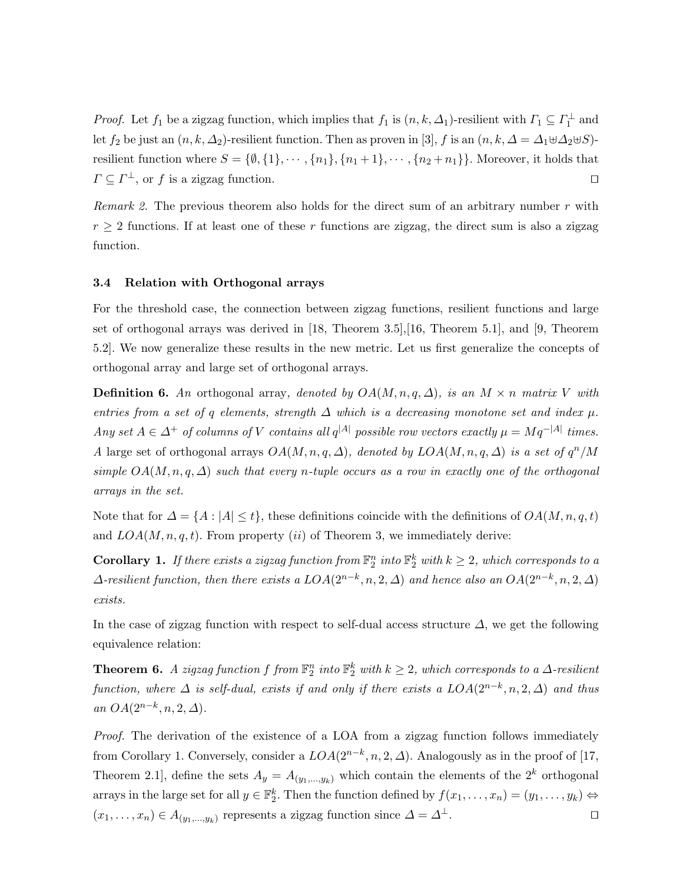*Proof.* Let $f_1$ be a zigzag function, which implies that $f_1$ is $(n, k, \Delta_1)$-resilient with $\Gamma_1 \subseteq \Gamma_1^\perp$ and let $f_2$ be just an $(n, k, \Delta_2)$-resilient function. Then as proven in [3], $f$ is an $(n, k, \Delta = \Delta_1 \uplus \Delta_2 \uplus S)$-resilient function where $S = \{\emptyset, \{1\}, \cdots, \{n_1\}, \{n_1+1\}, \cdots, \{n_2+n_1\}\}$. Moreover, it holds that $\Gamma \subseteq \Gamma^\perp$, or $f$ is a zigzag function. ◻

*Remark 2.* The previous theorem also holds for the direct sum of an arbitrary number $r$ with $r \geq 2$ functions. If at least one of these $r$ functions are zigzag, the direct sum is also a zigzag function.

### 3.4 Relation with Orthogonal arrays

For the threshold case, the connection between zigzag functions, resilient functions and large set of orthogonal arrays was derived in [18, Theorem 3.5],[16, Theorem 5.1], and [9, Theorem 5.2]. We now generalize these results in the new metric. Let us first generalize the concepts of orthogonal array and large set of orthogonal arrays.

**Definition 6.** *An* orthogonal array*, denoted by $OA(M, n, q, \Delta)$, is an $M \times n$ matrix $V$ with entries from a set of $q$ elements, strength $\Delta$ which is a decreasing monotone set and index $\mu$. Any set $A \in \Delta^+$ of columns of $V$ contains all $q^{|A|}$ possible row vectors exactly $\mu = Mq^{-|A|}$ times. A* large set of orthogonal arrays *$OA(M, n, q, \Delta)$, denoted by $LOA(M, n, q, \Delta)$ is a set of $q^n/M$ simple $OA(M, n, q, \Delta)$ such that every $n$-tuple occurs as a row in exactly one of the orthogonal arrays in the set.*

Note that for $\Delta = \{A : |A| \leq t\}$, these definitions coincide with the definitions of $OA(M, n, q, t)$ and $LOA(M, n, q, t)$. From property $(ii)$ of Theorem 3, we immediately derive:

**Corollary 1.** *If there exists a zigzag function from $\mathbb{F}_2^n$ into $\mathbb{F}_2^k$ with $k \geq 2$, which corresponds to a $\Delta$-resilient function, then there exists a $LOA(2^{n-k}, n, 2, \Delta)$ and hence also an $OA(2^{n-k}, n, 2, \Delta)$ exists.*

In the case of zigzag function with respect to self-dual access structure $\Delta$, we get the following equivalence relation:

**Theorem 6.** *A zigzag function $f$ from $\mathbb{F}_2^n$ into $\mathbb{F}_2^k$ with $k \geq 2$, which corresponds to a $\Delta$-resilient function, where $\Delta$ is self-dual, exists if and only if there exists a $LOA(2^{n-k}, n, 2, \Delta)$ and thus an $OA(2^{n-k}, n, 2, \Delta)$.*

*Proof.* The derivation of the existence of a LOA from a zigzag function follows immediately from Corollary 1. Conversely, consider a $LOA(2^{n-k}, n, 2, \Delta)$. Analogously as in the proof of [17, Theorem 2.1], define the sets $A_y = A_{(y_1,\ldots,y_k)}$ which contain the elements of the $2^k$ orthogonal arrays in the large set for all $y \in \mathbb{F}_2^k$. Then the function defined by $f(x_1, \ldots, x_n) = (y_1, \ldots, y_k) \Leftrightarrow (x_1, \ldots, x_n) \in A_{(y_1,\ldots,y_k)}$ represents a zigzag function since $\Delta = \Delta^\perp$. ◻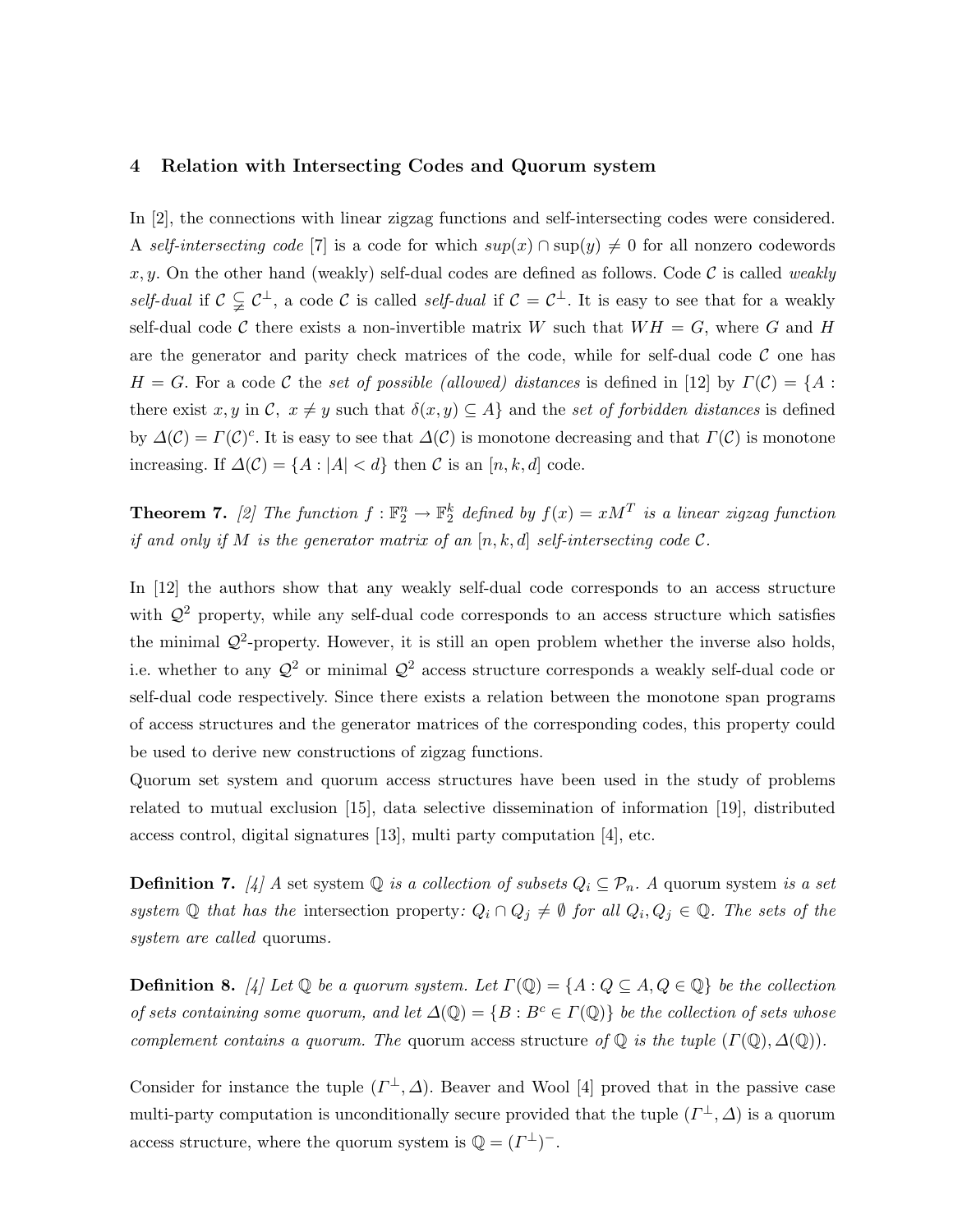## 4 Relation with Intersecting Codes and Quorum system

In [2], the connections with linear zigzag functions and self-intersecting codes were considered. A *self-intersecting code* [7] is a code for which $sup(x) \cap \text{sup}(y) \neq 0$ for all nonzero codewords $x, y$. On the other hand (weakly) self-dual codes are defined as follows. Code $\mathcal{C}$ is called *weakly self-dual* if $\mathcal{C} \subsetneqq \mathcal{C}^{\perp}$, a code $\mathcal{C}$ is called *self-dual* if $\mathcal{C} = \mathcal{C}^{\perp}$. It is easy to see that for a weakly self-dual code $\mathcal{C}$ there exists a non-invertible matrix $W$ such that $WH = G$, where $G$ and $H$ are the generator and parity check matrices of the code, while for self-dual code $\mathcal{C}$ one has $H = G$. For a code $\mathcal{C}$ the *set of possible (allowed) distances* is defined in [12] by $\Gamma(\mathcal{C}) = \{A :$ there exist $x, y$ in $\mathcal{C},\ x \neq y$ such that $\delta(x, y) \subseteq A\}$ and the *set of forbidden distances* is defined by $\Delta(\mathcal{C}) = \Gamma(\mathcal{C})^c$. It is easy to see that $\Delta(\mathcal{C})$ is monotone decreasing and that $\Gamma(\mathcal{C})$ is monotone increasing. If $\Delta(\mathcal{C}) = \{A : |A| < d\}$ then $\mathcal{C}$ is an $[n, k, d]$ code.

**Theorem 7.** *[2] The function $f : \mathbb{F}_2^n \to \mathbb{F}_2^k$ defined by $f(x) = xM^T$ is a linear zigzag function if and only if $M$ is the generator matrix of an $[n, k, d]$ self-intersecting code $\mathcal{C}$.*

In [12] the authors show that any weakly self-dual code corresponds to an access structure with $\mathcal{Q}^2$ property, while any self-dual code corresponds to an access structure which satisfies the minimal $\mathcal{Q}^2$-property. However, it is still an open problem whether the inverse also holds, i.e. whether to any $\mathcal{Q}^2$ or minimal $\mathcal{Q}^2$ access structure corresponds a weakly self-dual code or self-dual code respectively. Since there exists a relation between the monotone span programs of access structures and the generator matrices of the corresponding codes, this property could be used to derive new constructions of zigzag functions.

Quorum set system and quorum access structures have been used in the study of problems related to mutual exclusion [15], data selective dissemination of information [19], distributed access control, digital signatures [13], multi party computation [4], etc.

**Definition 7.** *[4] A* set system *$\mathbb{Q}$ is a collection of subsets $Q_i \subseteq \mathcal{P}_n$. A* quorum system *is a set system $\mathbb{Q}$ that has the* intersection property*: $Q_i \cap Q_j \neq \emptyset$ for all $Q_i, Q_j \in \mathbb{Q}$. The sets of the system are called* quorums.

**Definition 8.** *[4] Let $\mathbb{Q}$ be a quorum system. Let $\Gamma(\mathbb{Q}) = \{A : Q \subseteq A, Q \in \mathbb{Q}\}$ be the collection of sets containing some quorum, and let $\Delta(\mathbb{Q}) = \{B : B^c \in \Gamma(\mathbb{Q})\}$ be the collection of sets whose complement contains a quorum. The* quorum access structure *of $\mathbb{Q}$ is the tuple $(\Gamma(\mathbb{Q}), \Delta(\mathbb{Q}))$.*

Consider for instance the tuple $(\Gamma^{\perp}, \Delta)$. Beaver and Wool [4] proved that in the passive case multi-party computation is unconditionally secure provided that the tuple $(\Gamma^{\perp}, \Delta)$ is a quorum access structure, where the quorum system is $\mathbb{Q} = (\Gamma^{\perp})^{-}$.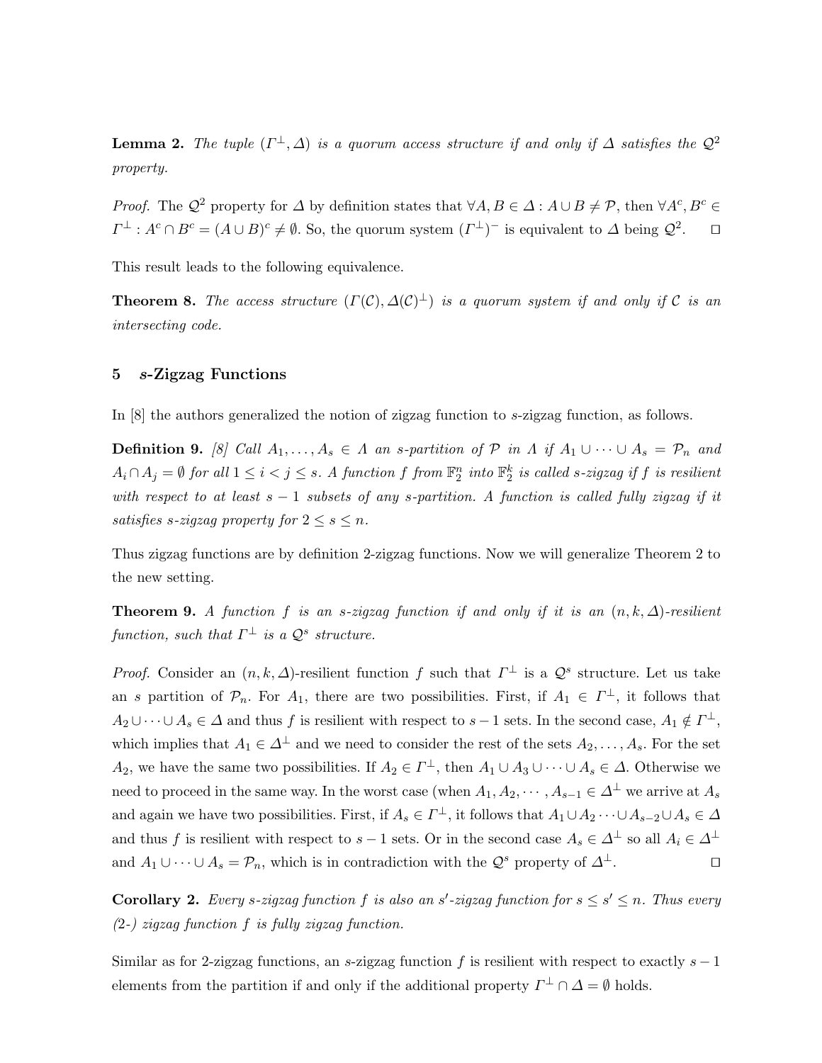**Lemma 2.** *The tuple $(\Gamma^{\perp}, \Delta)$ is a quorum access structure if and only if $\Delta$ satisfies the $\mathcal{Q}^2$ property.*

*Proof.* The $\mathcal{Q}^2$ property for $\Delta$ by definition states that $\forall A, B \in \Delta : A \cup B \neq \mathcal{P}$, then $\forall A^c, B^c \in \Gamma^{\perp} : A^c \cap B^c = (A \cup B)^c \neq \emptyset$. So, the quorum system $(\Gamma^{\perp})^-$ is equivalent to $\Delta$ being $\mathcal{Q}^2$. □

This result leads to the following equivalence.

**Theorem 8.** *The access structure $(\Gamma(\mathcal{C}), \Delta(\mathcal{C})^{\perp})$ is a quorum system if and only if $\mathcal{C}$ is an intersecting code.*

## 5 $s$-Zigzag Functions

In [8] the authors generalized the notion of zigzag function to $s$-zigzag function, as follows.

**Definition 9.** *[8] Call $A_1, \ldots, A_s \in \Lambda$ an $s$-partition of $\mathcal{P}$ in $\Lambda$ if $A_1 \cup \cdots \cup A_s = \mathcal{P}_n$ and $A_i \cap A_j = \emptyset$ for all $1 \leq i < j \leq s$. A function $f$ from $\mathbb{F}_2^n$ into $\mathbb{F}_2^k$ is called $s$-zigzag if $f$ is resilient with respect to at least $s-1$ subsets of any $s$-partition. A function is called fully zigzag if it satisfies $s$-zigzag property for $2 \leq s \leq n$.*

Thus zigzag functions are by definition 2-zigzag functions. Now we will generalize Theorem 2 to the new setting.

**Theorem 9.** *A function $f$ is an $s$-zigzag function if and only if it is an $(n, k, \Delta)$-resilient function, such that $\Gamma^{\perp}$ is a $\mathcal{Q}^s$ structure.*

*Proof.* Consider an $(n, k, \Delta)$-resilient function $f$ such that $\Gamma^{\perp}$ is a $\mathcal{Q}^s$ structure. Let us take an $s$ partition of $\mathcal{P}_n$. For $A_1$, there are two possibilities. First, if $A_1 \in \Gamma^{\perp}$, it follows that $A_2 \cup \cdots \cup A_s \in \Delta$ and thus $f$ is resilient with respect to $s-1$ sets. In the second case, $A_1 \notin \Gamma^{\perp}$, which implies that $A_1 \in \Delta^{\perp}$ and we need to consider the rest of the sets $A_2, \ldots, A_s$. For the set $A_2$, we have the same two possibilities. If $A_2 \in \Gamma^{\perp}$, then $A_1 \cup A_3 \cup \cdots \cup A_s \in \Delta$. Otherwise we need to proceed in the same way. In the worst case (when $A_1, A_2, \cdots, A_{s-1} \in \Delta^{\perp}$ we arrive at $A_s$ and again we have two possibilities. First, if $A_s \in \Gamma^{\perp}$, it follows that $A_1 \cup A_2 \cdots \cup A_{s-2} \cup A_s \in \Delta$ and thus $f$ is resilient with respect to $s-1$ sets. Or in the second case $A_s \in \Delta^{\perp}$ so all $A_i \in \Delta^{\perp}$ and $A_1 \cup \cdots \cup A_s = \mathcal{P}_n$, which is in contradiction with the $\mathcal{Q}^s$ property of $\Delta^{\perp}$. □

**Corollary 2.** *Every $s$-zigzag function $f$ is also an $s'$-zigzag function for $s \leq s' \leq n$. Thus every (2-) zigzag function $f$ is fully zigzag function.*

Similar as for 2-zigzag functions, an $s$-zigzag function $f$ is resilient with respect to exactly $s-1$ elements from the partition if and only if the additional property $\Gamma^{\perp} \cap \Delta = \emptyset$ holds.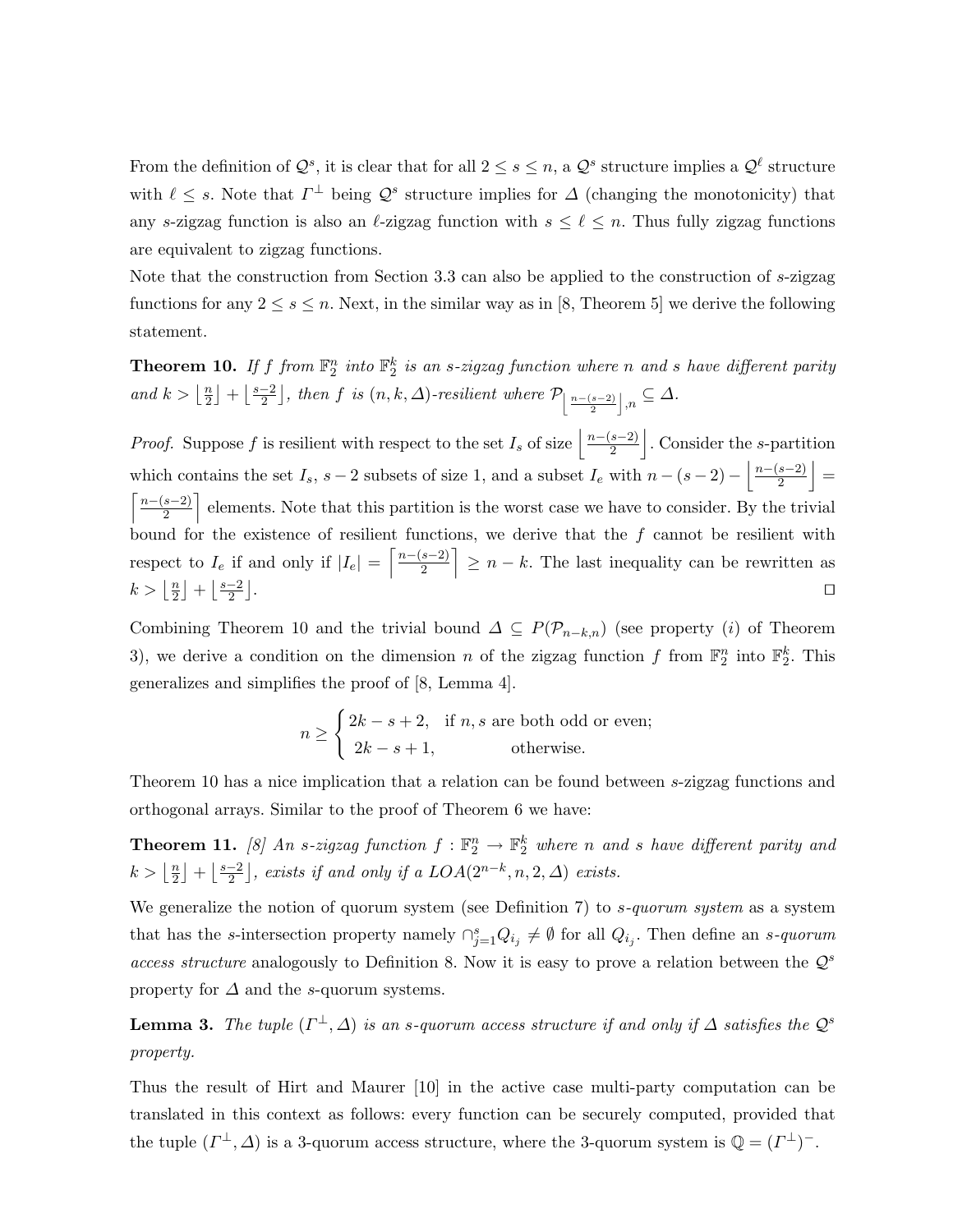From the definition of $\mathcal{Q}^s$, it is clear that for all $2 \leq s \leq n$, a $\mathcal{Q}^s$ structure implies a $\mathcal{Q}^\ell$ structure with $\ell \leq s$. Note that $\Gamma^\perp$ being $\mathcal{Q}^s$ structure implies for $\Delta$ (changing the monotonicity) that any $s$-zigzag function is also an $\ell$-zigzag function with $s \leq \ell \leq n$. Thus fully zigzag functions are equivalent to zigzag functions.

Note that the construction from Section 3.3 can also be applied to the construction of $s$-zigzag functions for any $2 \leq s \leq n$. Next, in the similar way as in [8, Theorem 5] we derive the following statement.

**Theorem 10.** *If $f$ from $\mathbb{F}_2^n$ into $\mathbb{F}_2^k$ is an $s$-zigzag function where $n$ and $s$ have different parity and $k > \lfloor \frac{n}{2} \rfloor + \lfloor \frac{s-2}{2} \rfloor$, then $f$ is $(n, k, \Delta)$-resilient where $\mathcal{P}_{\left\lfloor \frac{n-(s-2)}{2} \right\rfloor, n} \subseteq \Delta$.*

*Proof.* Suppose $f$ is resilient with respect to the set $I_s$ of size $\left\lfloor \frac{n-(s-2)}{2} \right\rfloor$. Consider the $s$-partition which contains the set $I_s$, $s-2$ subsets of size 1, and a subset $I_e$ with $n-(s-2)-\left\lfloor \frac{n-(s-2)}{2} \right\rfloor = \left\lceil \frac{n-(s-2)}{2} \right\rceil$ elements. Note that this partition is the worst case we have to consider. By the trivial bound for the existence of resilient functions, we derive that the $f$ cannot be resilient with respect to $I_e$ if and only if $|I_e| = \left\lceil \frac{n-(s-2)}{2} \right\rceil \geq n-k$. The last inequality can be rewritten as $k > \lfloor \frac{n}{2} \rfloor + \lfloor \frac{s-2}{2} \rfloor$. $\square$

Combining Theorem 10 and the trivial bound $\Delta \subseteq P(\mathcal{P}_{n-k,n})$ (see property $(i)$ of Theorem 3), we derive a condition on the dimension $n$ of the zigzag function $f$ from $\mathbb{F}_2^n$ into $\mathbb{F}_2^k$. This generalizes and simplifies the proof of [8, Lemma 4].

$$
n \geq \begin{cases} 2k - s + 2, & \text{if } n, s \text{ are both odd or even;} \\ 2k - s + 1, & \text{otherwise.} \end{cases}
$$

Theorem 10 has a nice implication that a relation can be found between $s$-zigzag functions and orthogonal arrays. Similar to the proof of Theorem 6 we have:

**Theorem 11.** *[8] An $s$-zigzag function $f : \mathbb{F}_2^n \to \mathbb{F}_2^k$ where $n$ and $s$ have different parity and $k > \lfloor \frac{n}{2} \rfloor + \lfloor \frac{s-2}{2} \rfloor$, exists if and only if a $LOA(2^{n-k}, n, 2, \Delta)$ exists.*

We generalize the notion of quorum system (see Definition 7) to *$s$-quorum system* as a system that has the $s$-intersection property namely $\cap_{j=1}^{s} Q_{i_j} \neq \emptyset$ for all $Q_{i_j}$. Then define an *$s$-quorum access structure* analogously to Definition 8. Now it is easy to prove a relation between the $\mathcal{Q}^s$ property for $\Delta$ and the $s$-quorum systems.

**Lemma 3.** *The tuple $(\Gamma^\perp, \Delta)$ is an $s$-quorum access structure if and only if $\Delta$ satisfies the $\mathcal{Q}^s$ property.*

Thus the result of Hirt and Maurer [10] in the active case multi-party computation can be translated in this context as follows: every function can be securely computed, provided that the tuple $(\Gamma^\perp, \Delta)$ is a 3-quorum access structure, where the 3-quorum system is $\mathbb{Q} = (\Gamma^\perp)^-$.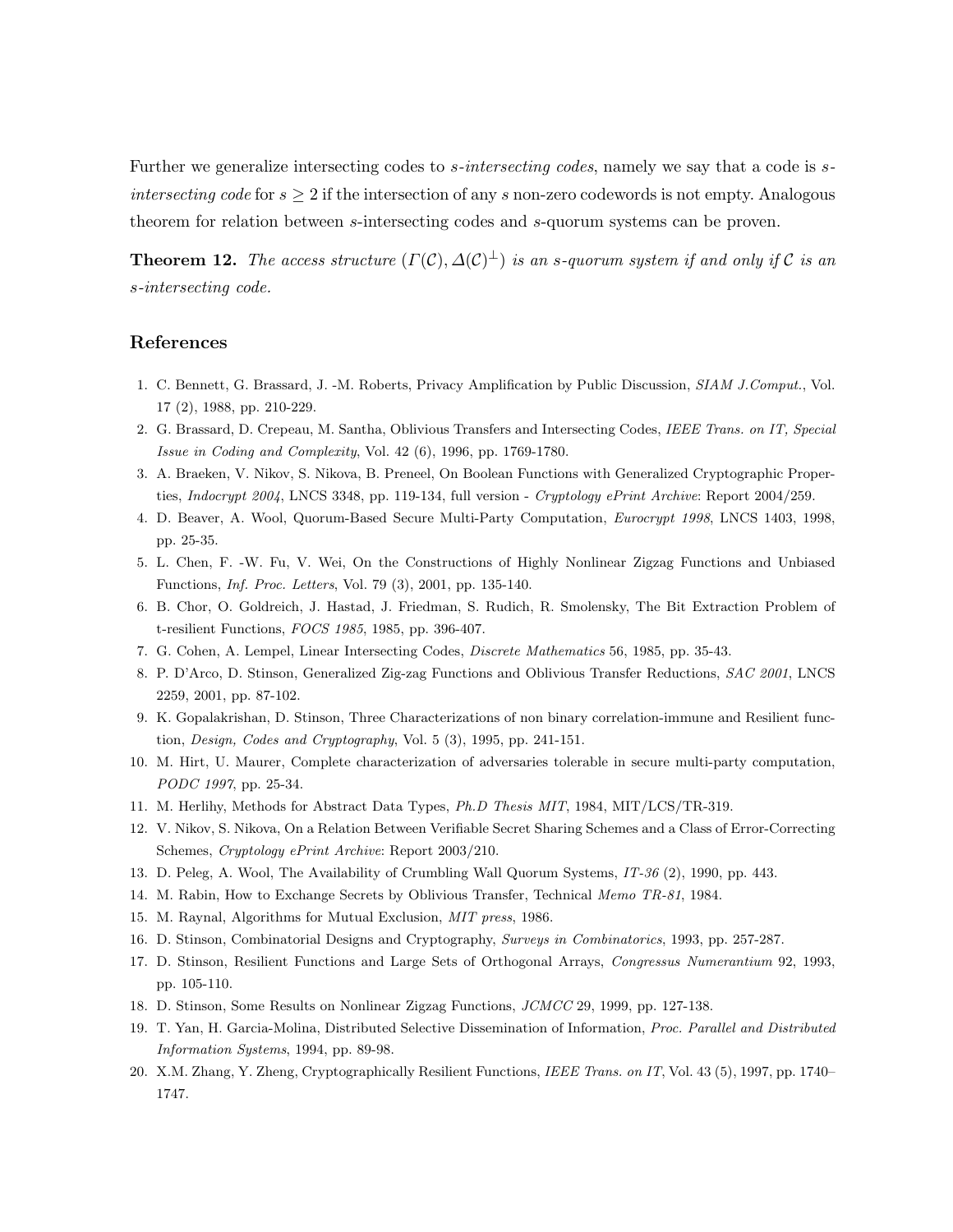Further we generalize intersecting codes to *s-intersecting codes*, namely we say that a code is *s-intersecting code* for $s \geq 2$ if the intersection of any $s$ non-zero codewords is not empty. Analogous theorem for relation between $s$-intersecting codes and $s$-quorum systems can be proven.

**Theorem 12.** *The access structure* $(\Gamma(\mathcal{C}), \Delta(\mathcal{C})^{\perp})$ *is an s-quorum system if and only if* $\mathcal{C}$ *is an s-intersecting code.*

## References

1. C. Bennett, G. Brassard, J. -M. Roberts, Privacy Amplification by Public Discussion, *SIAM J.Comput.*, Vol. 17 (2), 1988, pp. 210-229.
2. G. Brassard, D. Crepeau, M. Santha, Oblivious Transfers and Intersecting Codes, *IEEE Trans. on IT, Special Issue in Coding and Complexity*, Vol. 42 (6), 1996, pp. 1769-1780.
3. A. Braeken, V. Nikov, S. Nikova, B. Preneel, On Boolean Functions with Generalized Cryptographic Properties, *Indocrypt 2004*, LNCS 3348, pp. 119-134, full version - *Cryptology ePrint Archive*: Report 2004/259.
4. D. Beaver, A. Wool, Quorum-Based Secure Multi-Party Computation, *Eurocrypt 1998*, LNCS 1403, 1998, pp. 25-35.
5. L. Chen, F. -W. Fu, V. Wei, On the Constructions of Highly Nonlinear Zigzag Functions and Unbiased Functions, *Inf. Proc. Letters*, Vol. 79 (3), 2001, pp. 135-140.
6. B. Chor, O. Goldreich, J. Hastad, J. Friedman, S. Rudich, R. Smolensky, The Bit Extraction Problem of t-resilient Functions, *FOCS 1985*, 1985, pp. 396-407.
7. G. Cohen, A. Lempel, Linear Intersecting Codes, *Discrete Mathematics* 56, 1985, pp. 35-43.
8. P. D'Arco, D. Stinson, Generalized Zig-zag Functions and Oblivious Transfer Reductions, *SAC 2001*, LNCS 2259, 2001, pp. 87-102.
9. K. Gopalakrishan, D. Stinson, Three Characterizations of non binary correlation-immune and Resilient function, *Design, Codes and Cryptography*, Vol. 5 (3), 1995, pp. 241-151.
10. M. Hirt, U. Maurer, Complete characterization of adversaries tolerable in secure multi-party computation, *PODC 1997*, pp. 25-34.
11. M. Herlihy, Methods for Abstract Data Types, *Ph.D Thesis MIT*, 1984, MIT/LCS/TR-319.
12. V. Nikov, S. Nikova, On a Relation Between Verifiable Secret Sharing Schemes and a Class of Error-Correcting Schemes, *Cryptology ePrint Archive*: Report 2003/210.
13. D. Peleg, A. Wool, The Availability of Crumbling Wall Quorum Systems, *IT-36* (2), 1990, pp. 443.
14. M. Rabin, How to Exchange Secrets by Oblivious Transfer, Technical *Memo TR-81*, 1984.
15. M. Raynal, Algorithms for Mutual Exclusion, *MIT press*, 1986.
16. D. Stinson, Combinatorial Designs and Cryptography, *Surveys in Combinatorics*, 1993, pp. 257-287.
17. D. Stinson, Resilient Functions and Large Sets of Orthogonal Arrays, *Congressus Numerantium* 92, 1993, pp. 105-110.
18. D. Stinson, Some Results on Nonlinear Zigzag Functions, *JCMCC* 29, 1999, pp. 127-138.
19. T. Yan, H. Garcia-Molina, Distributed Selective Dissemination of Information, *Proc. Parallel and Distributed Information Systems*, 1994, pp. 89-98.
20. X.M. Zhang, Y. Zheng, Cryptographically Resilient Functions, *IEEE Trans. on IT*, Vol. 43 (5), 1997, pp. 1740–1747.